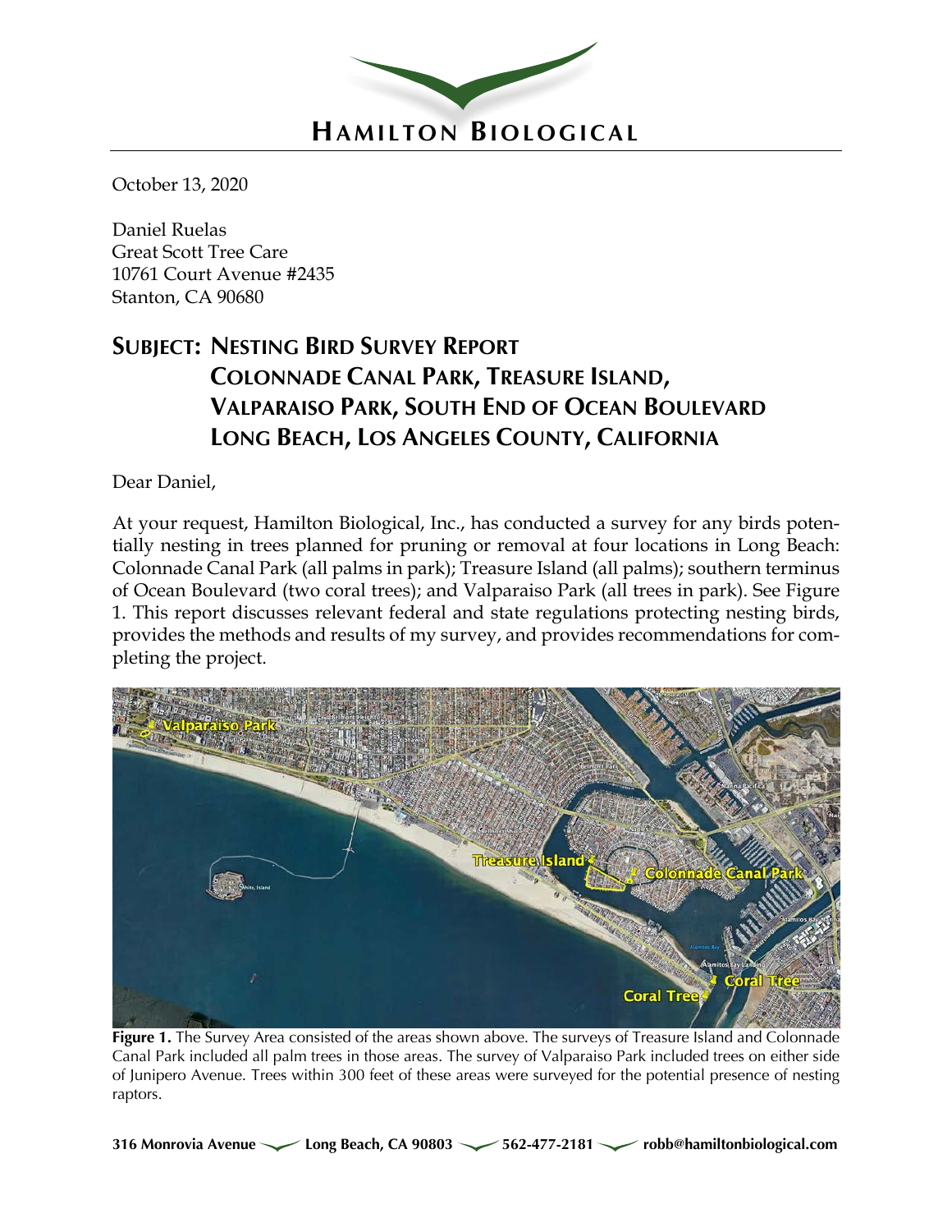# HAMILTON BIOLOGICAL

October 13, 2020

Daniel Ruelas
Great Scott Tree Care
10761 Court Avenue #2435
Stanton, CA 90680

## SUBJECT: NESTING BIRD SURVEY REPORT COLONNADE CANAL PARK, TREASURE ISLAND, VALPARAISO PARK, SOUTH END OF OCEAN BOULEVARD LONG BEACH, LOS ANGELES COUNTY, CALIFORNIA

Dear Daniel,

At your request, Hamilton Biological, Inc., has conducted a survey for any birds potentially nesting in trees planned for pruning or removal at four locations in Long Beach: Colonnade Canal Park (all palms in park); Treasure Island (all palms); southern terminus of Ocean Boulevard (two coral trees); and Valparaiso Park (all trees in park). See Figure 1. This report discusses relevant federal and state regulations protecting nesting birds, provides the methods and results of my survey, and provides recommendations for completing the project.

**Figure 1.** The Survey Area consisted of the areas shown above. The surveys of Treasure Island and Colonnade Canal Park included all palm trees in those areas. The survey of Valparaiso Park included trees on either side of Junipero Avenue. Trees within 300 feet of these areas were surveyed for the potential presence of nesting raptors.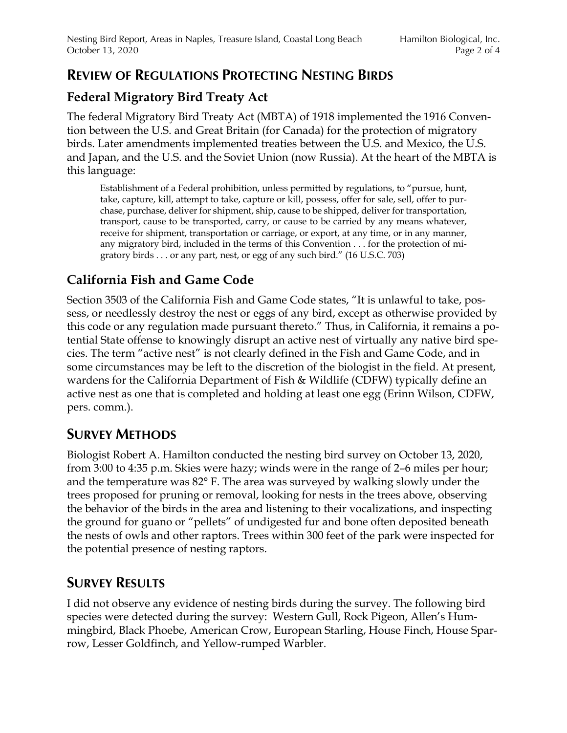## REVIEW OF REGULATIONS PROTECTING NESTING BIRDS

### Federal Migratory Bird Treaty Act

The federal Migratory Bird Treaty Act (MBTA) of 1918 implemented the 1916 Convention between the U.S. and Great Britain (for Canada) for the protection of migratory birds. Later amendments implemented treaties between the U.S. and Mexico, the U.S. and Japan, and the U.S. and the Soviet Union (now Russia). At the heart of the MBTA is this language:

> Establishment of a Federal prohibition, unless permitted by regulations, to "pursue, hunt, take, capture, kill, attempt to take, capture or kill, possess, offer for sale, sell, offer to purchase, purchase, deliver for shipment, ship, cause to be shipped, deliver for transportation, transport, cause to be transported, carry, or cause to be carried by any means whatever, receive for shipment, transportation or carriage, or export, at any time, or in any manner, any migratory bird, included in the terms of this Convention . . . for the protection of migratory birds . . . or any part, nest, or egg of any such bird." (16 U.S.C. 703)

### California Fish and Game Code

Section 3503 of the California Fish and Game Code states, "It is unlawful to take, possess, or needlessly destroy the nest or eggs of any bird, except as otherwise provided by this code or any regulation made pursuant thereto." Thus, in California, it remains a potential State offense to knowingly disrupt an active nest of virtually any native bird species. The term "active nest" is not clearly defined in the Fish and Game Code, and in some circumstances may be left to the discretion of the biologist in the field. At present, wardens for the California Department of Fish & Wildlife (CDFW) typically define an active nest as one that is completed and holding at least one egg (Erinn Wilson, CDFW, pers. comm.).

## SURVEY METHODS

Biologist Robert A. Hamilton conducted the nesting bird survey on October 13, 2020, from 3:00 to 4:35 p.m. Skies were hazy; winds were in the range of 2–6 miles per hour; and the temperature was 82° F. The area was surveyed by walking slowly under the trees proposed for pruning or removal, looking for nests in the trees above, observing the behavior of the birds in the area and listening to their vocalizations, and inspecting the ground for guano or "pellets" of undigested fur and bone often deposited beneath the nests of owls and other raptors. Trees within 300 feet of the park were inspected for the potential presence of nesting raptors.

## SURVEY RESULTS

I did not observe any evidence of nesting birds during the survey. The following bird species were detected during the survey: Western Gull, Rock Pigeon, Allen's Hummingbird, Black Phoebe, American Crow, European Starling, House Finch, House Sparrow, Lesser Goldfinch, and Yellow-rumped Warbler.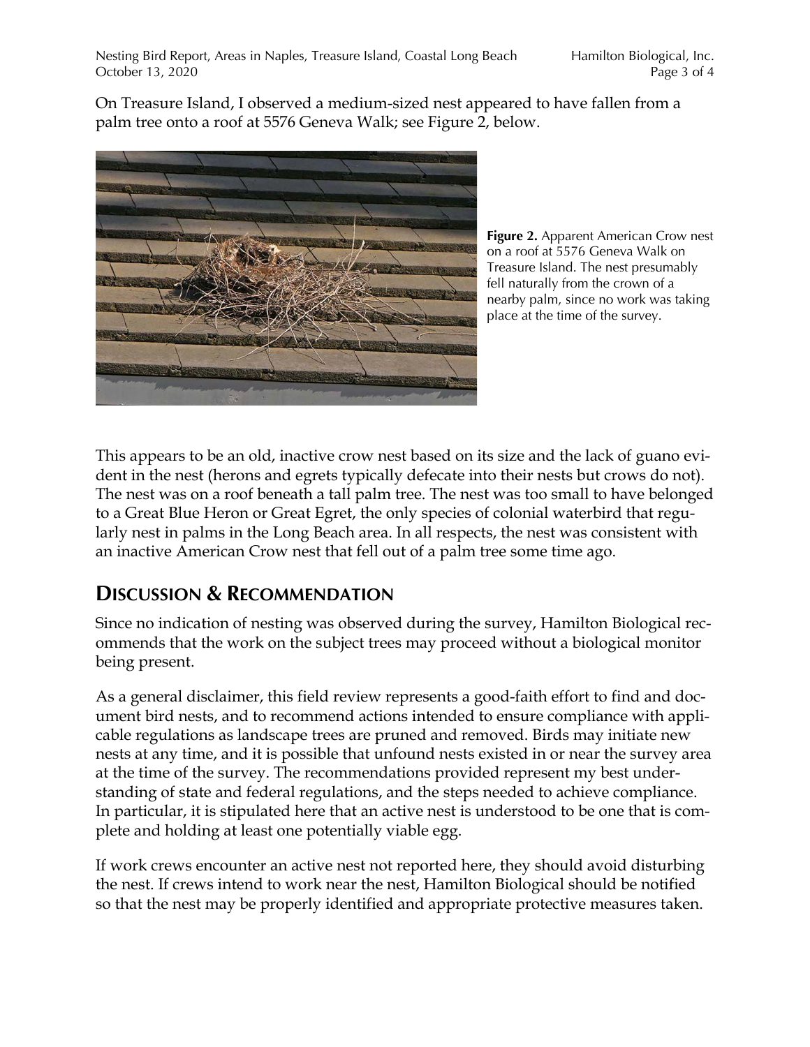On Treasure Island, I observed a medium-sized nest appeared to have fallen from a palm tree onto a roof at 5576 Geneva Walk; see Figure 2, below.

**Figure 2.** Apparent American Crow nest on a roof at 5576 Geneva Walk on Treasure Island. The nest presumably fell naturally from the crown of a nearby palm, since no work was taking place at the time of the survey.

This appears to be an old, inactive crow nest based on its size and the lack of guano evident in the nest (herons and egrets typically defecate into their nests but crows do not). The nest was on a roof beneath a tall palm tree. The nest was too small to have belonged to a Great Blue Heron or Great Egret, the only species of colonial waterbird that regularly nest in palms in the Long Beach area. In all respects, the nest was consistent with an inactive American Crow nest that fell out of a palm tree some time ago.

## Discussion & Recommendation

Since no indication of nesting was observed during the survey, Hamilton Biological recommends that the work on the subject trees may proceed without a biological monitor being present.

As a general disclaimer, this field review represents a good-faith effort to find and document bird nests, and to recommend actions intended to ensure compliance with applicable regulations as landscape trees are pruned and removed. Birds may initiate new nests at any time, and it is possible that unfound nests existed in or near the survey area at the time of the survey. The recommendations provided represent my best understanding of state and federal regulations, and the steps needed to achieve compliance. In particular, it is stipulated here that an active nest is understood to be one that is complete and holding at least one potentially viable egg.

If work crews encounter an active nest not reported here, they should avoid disturbing the nest. If crews intend to work near the nest, Hamilton Biological should be notified so that the nest may be properly identified and appropriate protective measures taken.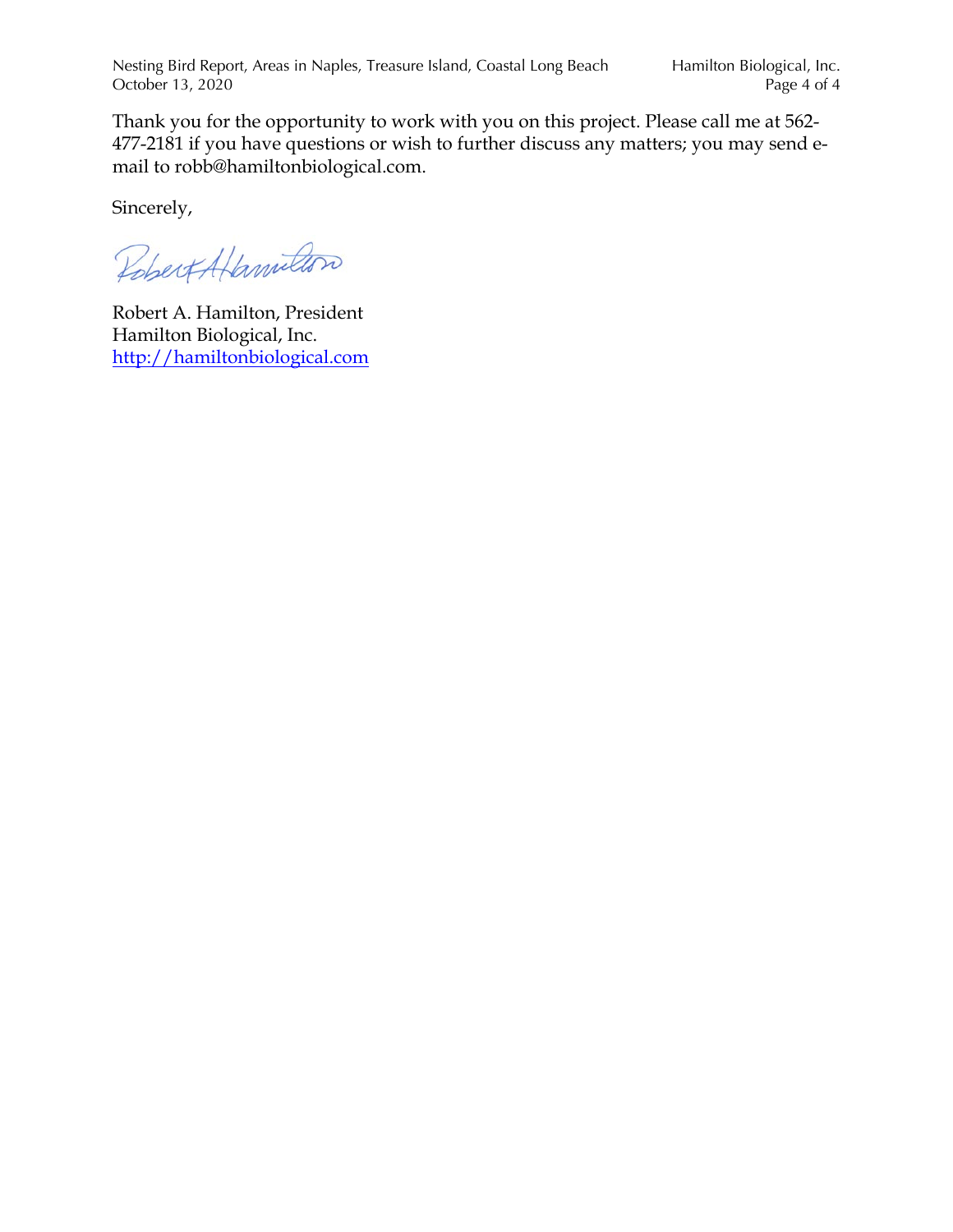Thank you for the opportunity to work with you on this project. Please call me at 562-477-2181 if you have questions or wish to further discuss any matters; you may send e-mail to robb@hamiltonbiological.com.

Sincerely,

Robert A. Hamilton, President
Hamilton Biological, Inc.
http://hamiltonbiological.com